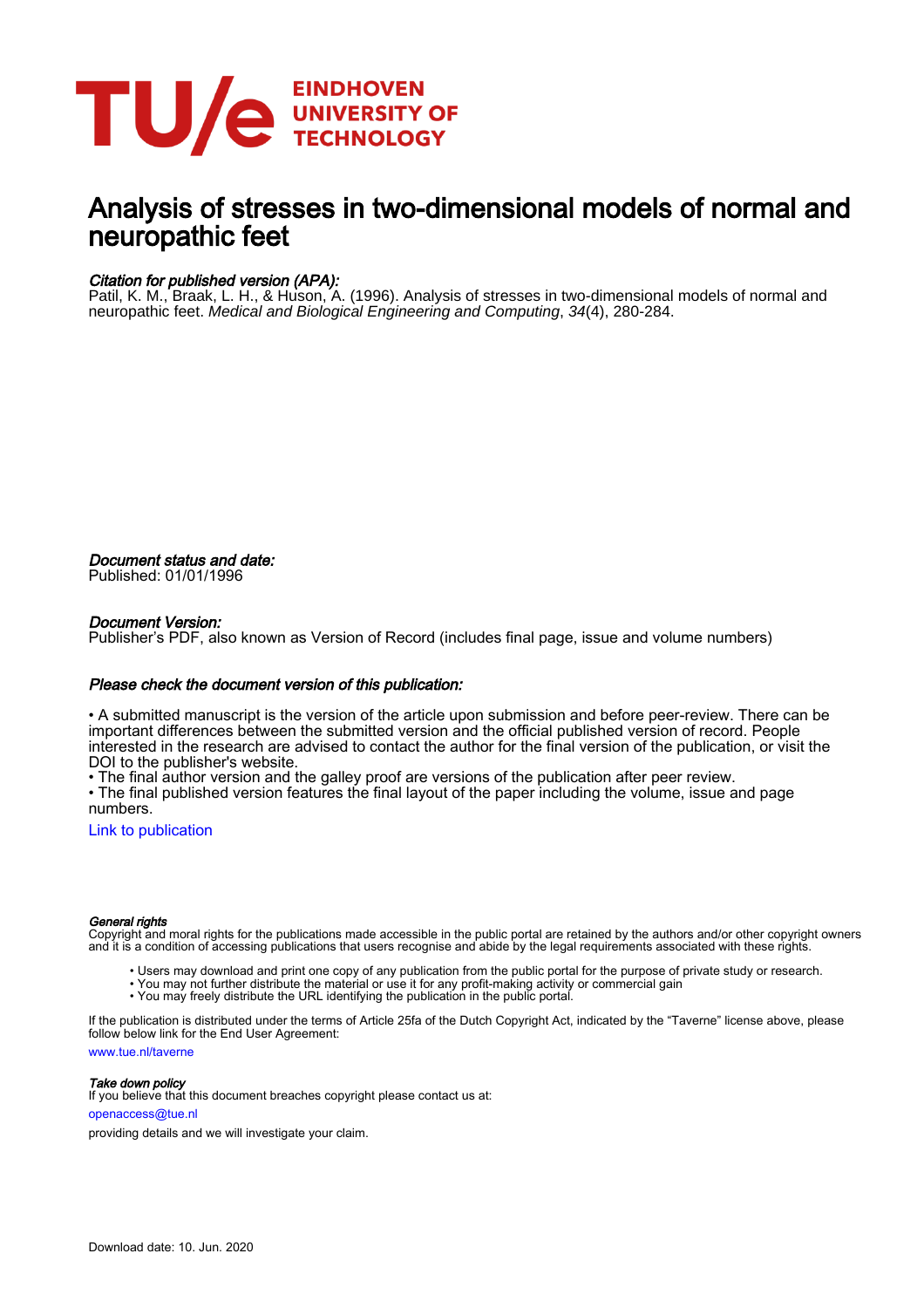# Analysis of stresses in two-dimensional models of normal and neuropathic feet

*Citation for published version (APA):*
Patil, K. M., Braak, L. H., & Huson, A. (1996). Analysis of stresses in two-dimensional models of normal and neuropathic feet. *Medical and Biological Engineering and Computing*, *34*(4), 280-284.

*Document status and date:*
Published: 01/01/1996

*Document Version:*
Publisher's PDF, also known as Version of Record (includes final page, issue and volume numbers)

*Please check the document version of this publication:*

• A submitted manuscript is the version of the article upon submission and before peer-review. There can be important differences between the submitted version and the official published version of record. People interested in the research are advised to contact the author for the final version of the publication, or visit the DOI to the publisher's website.
• The final author version and the galley proof are versions of the publication after peer review.
• The final published version features the final layout of the paper including the volume, issue and page numbers.

Link to publication

*General rights*
Copyright and moral rights for the publications made accessible in the public portal are retained by the authors and/or other copyright owners and it is a condition of accessing publications that users recognise and abide by the legal requirements associated with these rights.

• Users may download and print one copy of any publication from the public portal for the purpose of private study or research.
• You may not further distribute the material or use it for any profit-making activity or commercial gain
• You may freely distribute the URL identifying the publication in the public portal.

If the publication is distributed under the terms of Article 25fa of the Dutch Copyright Act, indicated by the "Taverne" license above, please follow below link for the End User Agreement:

www.tue.nl/taverne

*Take down policy*
If you believe that this document breaches copyright please contact us at:

openaccess@tue.nl

providing details and we will investigate your claim.

Download date: 10. Jun. 2020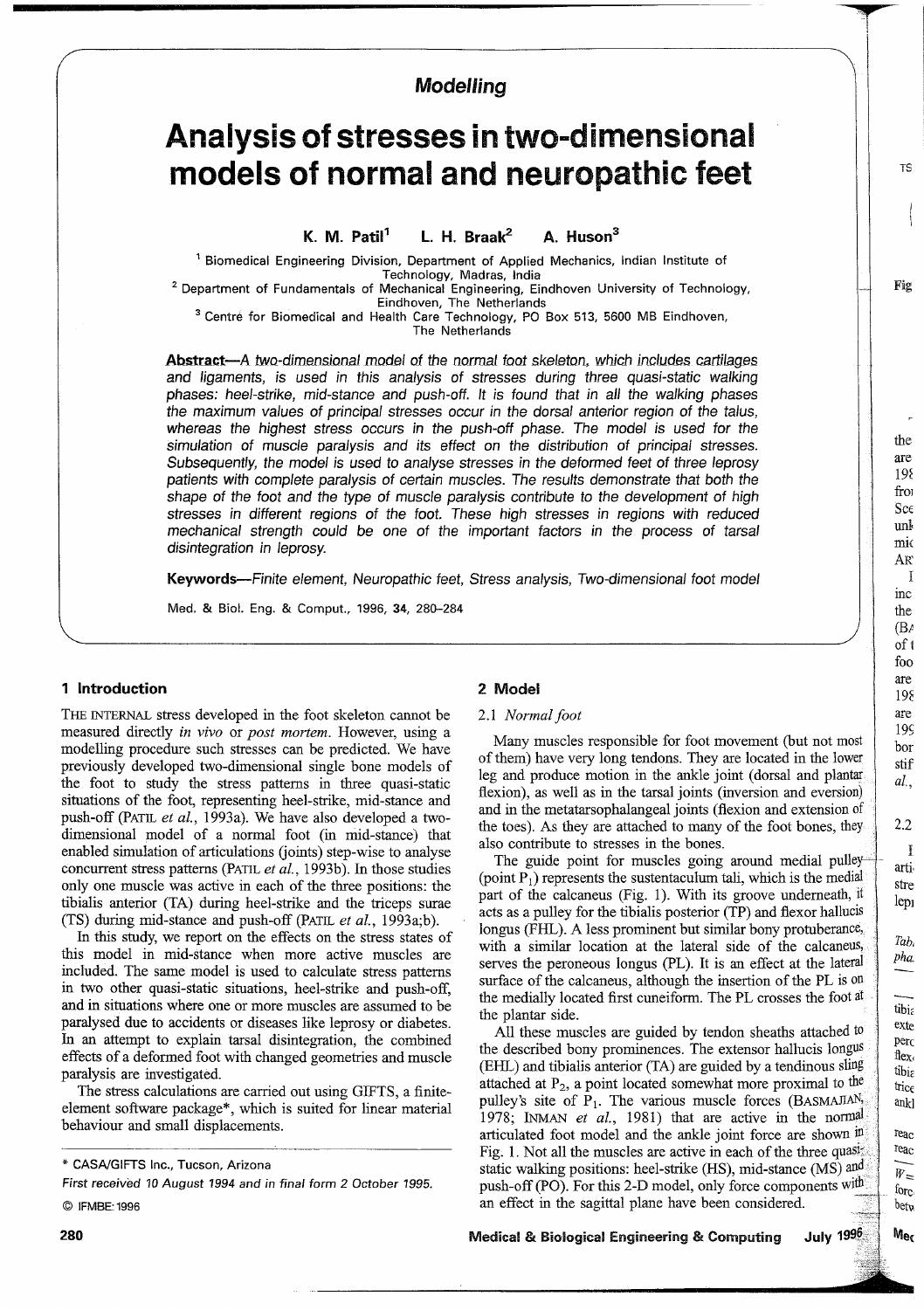## Modelling

# Analysis of stresses in two-dimensional models of normal and neuropathic feet

**K. M. Patil**[1] **L. H. Braak**[2] **A. Huson**[3]

[1] Biomedical Engineering Division, Department of Applied Mechanics, Indian Institute of Technology, Madras, India

[2] Department of Fundamentals of Mechanical Engineering, Eindhoven University of Technology, Eindhoven, The Netherlands

[3] Centre for Biomedical and Health Care Technology, PO Box 513, 5600 MB Eindhoven, The Netherlands

**Abstract**—*A two-dimensional model of the normal foot skeleton, which includes cartilages and ligaments, is used in this analysis of stresses during three quasi-static walking phases: heel-strike, mid-stance and push-off. It is found that in all the walking phases the maximum values of principal stresses occur in the dorsal anterior region of the talus, whereas the highest stress occurs in the push-off phase. The model is used for the simulation of muscle paralysis and its effect on the distribution of principal stresses. Subsequently, the model is used to analyse stresses in the deformed feet of three leprosy patients with complete paralysis of certain muscles. The results demonstrate that both the shape of the foot and the type of muscle paralysis contribute to the development of high stresses in different regions of the foot. These high stresses in regions with reduced mechanical strength could be one of the important factors in the process of tarsal disintegration in leprosy.*

**Keywords**—*Finite element, Neuropathic feet, Stress analysis, Two-dimensional foot model*

Med. & Biol. Eng. & Comput., 1996, **34**, 280–284

## 1 Introduction

THE INTERNAL stress developed in the foot skeleton cannot be measured directly *in vivo* or *post mortem*. However, using a modelling procedure such stresses can be predicted. We have previously developed two-dimensional single bone models of the foot to study the stress patterns in three quasi-static situations of the foot, representing heel-strike, mid-stance and push-off (PATIL *et al.*, 1993a). We have also developed a two-dimensional model of a normal foot (in mid-stance) that enabled simulation of articulations (joints) step-wise to analyse concurrent stress patterns (PATIL *et al.*, 1993b). In those studies only one muscle was active in each of the three positions: the tibialis anterior (TA) during heel-strike and the triceps surae (TS) during mid-stance and push-off (PATIL *et al.*, 1993a;b).

In this study, we report on the effects on the stress states of this model in mid-stance when more active muscles are included. The same model is used to calculate stress patterns in two other quasi-static situations, heel-strike and push-off, and in situations where one or more muscles are assumed to be paralysed due to accidents or diseases like leprosy or diabetes. In an attempt to explain tarsal disintegration, the combined effects of a deformed foot with changed geometries and muscle paralysis are investigated.

The stress calculations are carried out using GIFTS, a finite-element software package*, which is suited for linear material behaviour and small displacements.

\* CASA/GIFTS Inc., Tucson, Arizona

*First received 10 August 1994 and in final form 2 October 1995.*

© IFMBE:1996

## 2 Model

### 2.1 *Normal foot*

Many muscles responsible for foot movement (but not most of them) have very long tendons. They are located in the lower leg and produce motion in the ankle joint (dorsal and plantar flexion), as well as in the tarsal joints (inversion and eversion) and in the metatarsophalangeal joints (flexion and extension of the toes). As they are attached to many of the foot bones, they also contribute to stresses in the bones.

The guide point for muscles going around medial pulley (point $P_1$) represents the sustentaculum tali, which is the medial part of the calcaneus (Fig. 1). With its groove underneath, it acts as a pulley for the tibialis posterior (TP) and flexor hallucis longus (FHL). A less prominent but similar bony protuberance, with a similar location at the lateral side of the calcaneus, serves the peroneous longus (PL). It is an effect at the lateral surface of the calcaneus, although the insertion of the PL is on the medially located first cuneiform. The PL crosses the foot at the plantar side.

All these muscles are guided by tendon sheaths attached to the described bony prominences. The extensor hallucis longus (EHL) and tibialis anterior (TA) are guided by a tendinous sling attached at $P_2$, a point located somewhat more proximal to the pulley's site of $P_1$. The various muscle forces (BASMAJIAN, 1978; INMAN *et al.*, 1981) that are active in the normal articulated foot model and the ankle joint force are shown in Fig. 1. Not all the muscles are active in each of the three quasi-static walking positions: heel-strike (HS), mid-stance (MS) and push-off (PO). For this 2-D model, only force components with an effect in the sagittal plane have been considered.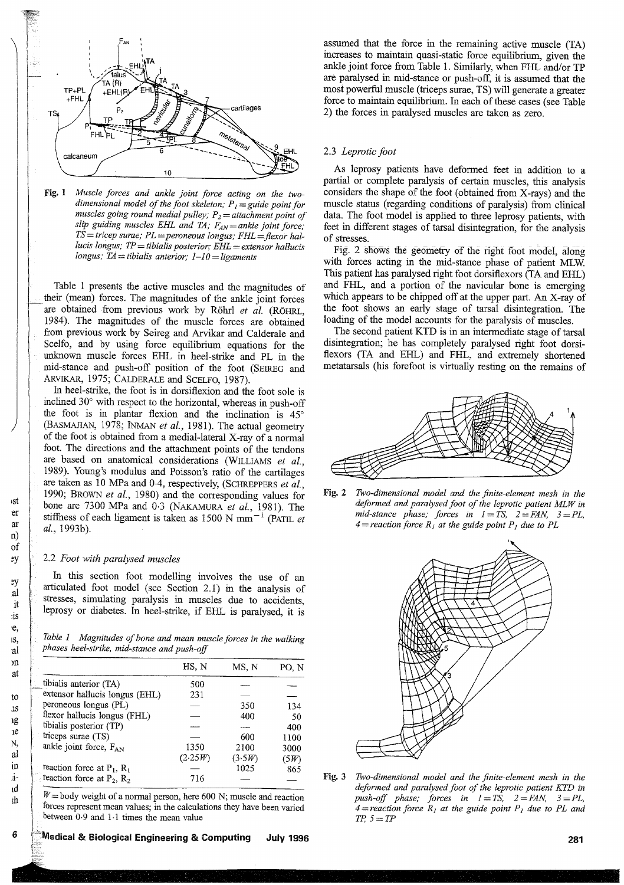Fig. 1 *Muscle forces and ankle joint force acting on the two-dimensional model of the foot skeleton; $P_1$ = guide point for muscles going round medial pulley; $P_2$ = attachment point of slip guiding muscles EHL and TA; $F_{AN}$ = ankle joint force; TS = tricep surae; PL = peroneous longus; FHL = flexor hallucis longus; TP = tibialis posterior; EHL = extensor hallucis longus; TA = tibialis anterior; 1–10 = ligaments*

Table 1 presents the active muscles and the magnitudes of their (mean) forces. The magnitudes of the ankle joint forces are obtained from previous work by Röhrl *et al.* (RÖHRL, 1984). The magnitudes of the muscle forces are obtained from previous work by Seireg and Arvikar and Calderale and Scelfo, and by using force equilibrium equations for the unknown muscle forces EHL in heel-strike and PL in the mid-stance and push-off position of the foot (SEIREG and ARVIKAR, 1975; CALDERALE and SCELFO, 1987).

In heel-strike, the foot is in dorsiflexion and the foot sole is inclined 30° with respect to the horizontal, whereas in push-off the foot is in plantar flexion and the inclination is 45° (BASMAJIAN, 1978; INMAN *et al.*, 1981). The actual geometry of the foot is obtained from a medial-lateral X-ray of a normal foot. The directions and the attachment points of the tendons are based on anatomical considerations (WILLIAMS *et al.*, 1989). Young's modulus and Poisson's ratio of the cartilages are taken as 10 MPa and 0·4, respectively, (SCHREPPERS *et al.*, 1990; BROWN *et al.*, 1980) and the corresponding values for bone are 7300 MPa and 0·3 (NAKAMURA *et al.*, 1981). The stiffness of each ligament is taken as 1500 N mm$^{-1}$ (PATIL *et al.*, 1993b).

### 2.2 *Foot with paralysed muscles*

In this section foot modelling involves the use of an articulated foot model (see Section 2.1) in the analysis of stresses, simulating paralysis in muscles due to accidents, leprosy or diabetes. In heel-strike, if EHL is paralysed, it is assumed that the force in the remaining active muscle (TA) increases to maintain quasi-static force equilibrium, given the ankle joint force from Table 1. Similarly, when FHL and/or TP are paralysed in mid-stance or push-off, it is assumed that the most powerful muscle (triceps surae, TS) will generate a greater force to maintain equilibrium. In each of these cases (see Table 2) the forces in paralysed muscles are taken as zero.

*Table 1 Magnitudes of bone and mean muscle forces in the walking phases heel-strike, mid-stance and push-off*

| | HS, N | MS, N | PO, N |
|---|---|---|---|
| tibialis anterior (TA) | 500 | — | — |
| extensor hallucis longus (EHL) | 231 | — | — |
| peroneous longus (PL) | — | 350 | 134 |
| flexor hallucis longus (FHL) | — | 400 | 50 |
| tibialis posterior (TP) | — | — | 400 |
| triceps surae (TS) | — | 600 | 1100 |
| ankle joint force, $F_{AN}$ | 1350 (2·25*W*) | 2100 (3·5*W*) | 3000 (5*W*) |
| reaction force at $P_1$, $R_1$ | — | 1025 | 865 |
| reaction force at $P_2$, $R_2$ | 716 | — | — |

*W* = body weight of a normal person, here 600 N; muscle and reaction forces represent mean values; in the calculations they have been varied between 0·9 and 1·1 times the mean value

### 2.3 *Leprotic foot*

As leprosy patients have deformed feet in addition to a partial or complete paralysis of certain muscles, this analysis considers the shape of the foot (obtained from X-rays) and the muscle status (regarding conditions of paralysis) from clinical data. The foot model is applied to three leprosy patients, with feet in different stages of tarsal disintegration, for the analysis of stresses.

Fig. 2 shows the geometry of the right foot model, along with forces acting in the mid-stance phase of patient MLW. This patient has paralysed right foot dorsiflexors (TA and EHL) and FHL, and a portion of the navicular bone is emerging which appears to be chipped off at the upper part. An X-ray of the foot shows an early stage of tarsal disintegration. The loading of the model accounts for the paralysis of muscles.

The second patient KTD is in an intermediate stage of tarsal disintegration; he has completely paralysed right foot dorsiflexors (TA and EHL) and FHL, and extremely shortened metatarsals (his forefoot is virtually resting on the remains of

Fig. 2 *Two-dimensional model and the finite-element mesh in the deformed and paralysed foot of the leprotic patient MLW in mid-stance phase; forces in 1 = TS, 2 = FAN, 3 = PL, 4 = reaction force $R_1$ at the guide point $P_1$ due to PL*

Fig. 3 *Two-dimensional model and the finite-element mesh in the deformed and paralysed foot of the leprotic patient KTD in push-off phase; forces in 1 = TS, 2 = FAN, 3 = PL, 4 = reaction force $R_1$ at the guide point $P_1$ due to PL and TP, 5 = TP*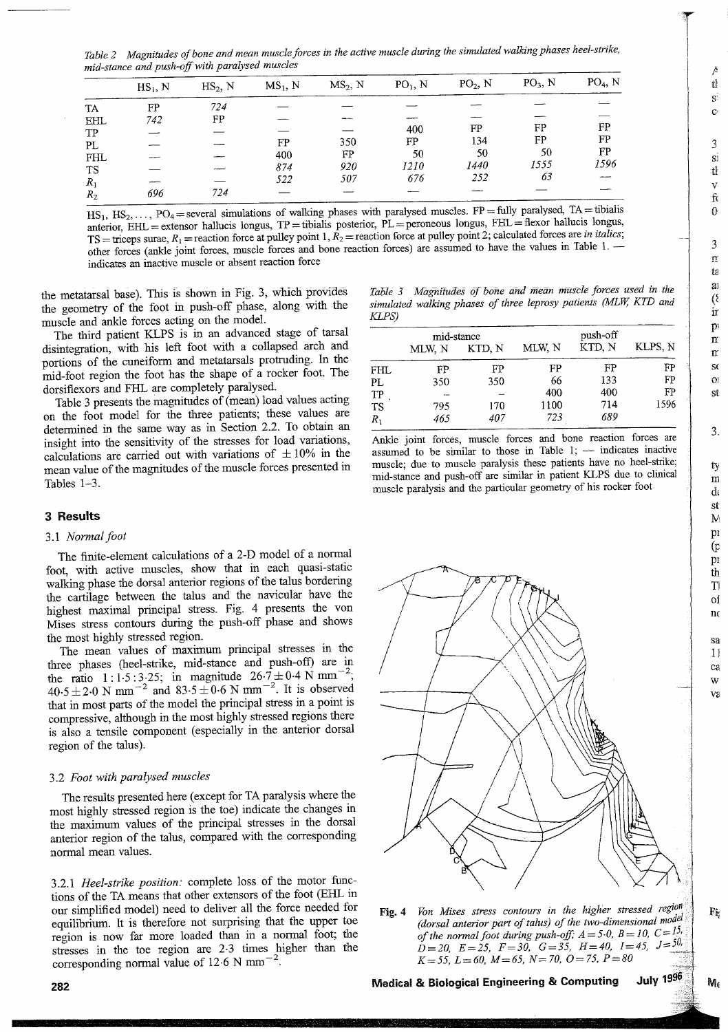*Table 2 Magnitudes of bone and mean muscle forces in the active muscle during the simulated walking phases heel-strike, mid-stance and push-off with paralysed muscles*

| | $HS_1$, N | $HS_2$, N | $MS_1$, N | $MS_2$, N | $PO_1$, N | $PO_2$, N | $PO_3$, N | $PO_4$, N |
|---|---|---|---|---|---|---|---|---|
| TA | FP | *724* | — | — | — | — | — | — |
| EHL | *742* | FP | — | — | — | — | — | — |
| TP | — | — | — | — | 400 | FP | FP | FP |
| PL | — | — | FP | 350 | FP | 134 | FP | FP |
| FHL | — | — | 400 | FP | 50 | 50 | 50 | FP |
| TS | — | — | *874* | *920* | *1210* | *1440* | *1555* | *1596* |
| $R_1$ | — | — | *522* | *507* | *676* | *252* | *63* | — |
| $R_2$ | *696* | *724* | — | — | — | — | — | — |

$HS_1$, $HS_2$, …, $PO_4$ = several simulations of walking phases with paralysed muscles. FP = fully paralysed, TA = tibialis anterior, EHL = extensor hallucis longus, TP = tibialis posterior, PL = peroneous longus, FHL = flexor hallucis longus, TS = triceps surae, $R_1$ = reaction force at pulley point 1, $R_2$ = reaction force at pulley point 2; calculated forces are *in italics*; other forces (ankle joint forces, muscle forces and bone reaction forces) are assumed to have the values in Table 1. — indicates an inactive muscle or absent reaction force

the metatarsal base). This is shown in Fig. 3, which provides the geometry of the foot in push-off phase, along with the muscle and ankle forces acting on the model.

The third patient KLPS is in an advanced stage of tarsal disintegration, with his left foot with a collapsed arch and portions of the cuneiform and metatarsals protruding. In the mid-foot region the foot has the shape of a rocker foot. The dorsiflexors and FHL are completely paralysed.

Table 3 presents the magnitudes of (mean) load values acting on the foot model for the three patients; these values are determined in the same way as in Section 2.2. To obtain an insight into the sensitivity of the stresses for load variations, calculations are carried out with variations of ±10% in the mean value of the magnitudes of the muscle forces presented in Tables 1–3.

*Table 3 Magnitudes of bone and mean muscle forces used in the simulated walking phases of three leprosy patients (MLW, KTD and KLPS)*

| | mid-stance | | push-off | | |
|---|---|---|---|---|---|
| | MLW, N | KTD, N | MLW, N | KTD, N | KLPS, N |
| FHL | FP | FP | FP | FP | FP |
| PL | 350 | 350 | 66 | 133 | FP |
| TP | — | — | 400 | 400 | FP |
| TS | *795* | *170* | *1100* | *714* | *1596* |
| $R_1$ | *465* | *407* | *723* | *689* | |

Ankle joint forces, muscle forces and bone reaction forces are assumed to be similar to those in Table 1; — indicates inactive muscle; due to muscle paralysis these patients have no heel-strike; mid-stance and push-off are similar in patient KLPS due to clinical muscle paralysis and the particular geometry of his rocker foot

## 3 Results

### 3.1 Normal foot

The finite-element calculations of a 2-D model of a normal foot, with active muscles, show that in each quasi-static walking phase the dorsal anterior regions of the talus bordering the cartilage between the talus and the navicular have the highest maximal principal stress. Fig. 4 presents the von Mises stress contours during the push-off phase and shows the most highly stressed region.

The mean values of maximum principal stresses in the three phases (heel-strike, mid-stance and push-off) are in the ratio 1 : 1·5 : 3·25; in magnitude 26·7 ± 0·4 N mm$^{-2}$, 40·5 ± 2·0 N mm$^{-2}$ and 83·5 ± 0·6 N mm$^{-2}$. It is observed that in most parts of the model the principal stress in a point is compressive, although in the most highly stressed regions there is also a tensile component (especially in the anterior dorsal region of the talus).

### 3.2 Foot with paralysed muscles

The results presented here (except for TA paralysis where the most highly stressed region is the toe) indicate the changes in the maximum values of the principal stresses in the dorsal anterior region of the talus, compared with the corresponding normal mean values.

3.2.1 *Heel-strike position:* complete loss of the motor functions of the TA means that other extensors of the foot (EHL in our simplified model) need to deliver all the force needed for equilibrium. It is therefore not surprising that the upper toe region is now far more loaded than in a normal foot; the stresses in the toe region are 2·3 times higher than the corresponding normal value of 12·6 N mm$^{-2}$.

**Fig. 4** *Von Mises stress contours in the higher stressed region (dorsal anterior part of talus) of the two-dimensional model of the normal foot during push-off; A = 5·0, B = 10, C = 15, D = 20, E = 25, F = 30, G = 35, H = 40, I = 45, J = 50, K = 55, L = 60, M = 65, N = 70, O = 75, P = 80*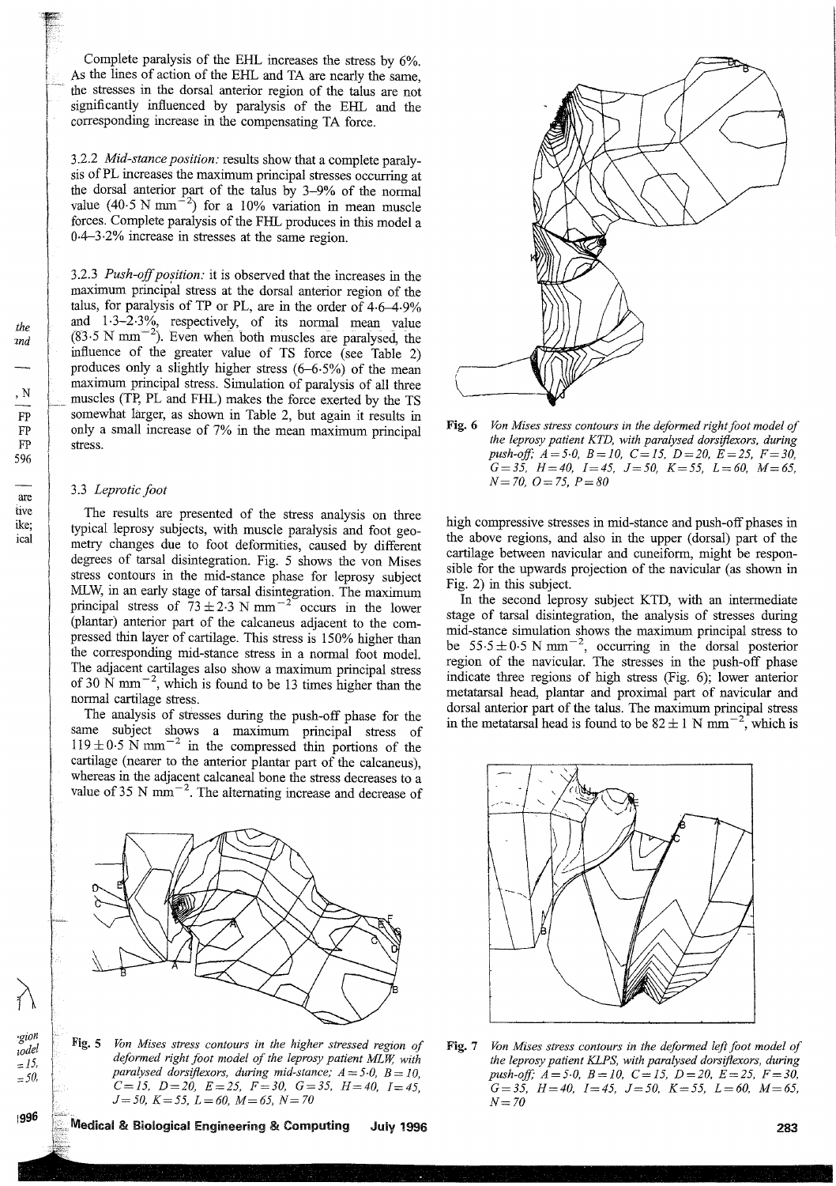Complete paralysis of the EHL increases the stress by 6%. As the lines of action of the EHL and TA are nearly the same, the stresses in the dorsal anterior region of the talus are not significantly influenced by paralysis of the EHL and the corresponding increase in the compensating TA force.

3.2.2 *Mid-stance position:* results show that a complete paralysis of PL increases the maximum principal stresses occurring at the dorsal anterior part of the talus by 3–9% of the normal value (40·5 N mm$^{-2}$) for a 10% variation in mean muscle forces. Complete paralysis of the FHL produces in this model a 0·4–3·2% increase in stresses at the same region.

3.2.3 *Push-off position:* it is observed that the increases in the maximum principal stress at the dorsal anterior region of the talus, for paralysis of TP or PL, are in the order of 4·6–4·9% and 1·3–2·3%, respectively, of its normal mean value (83·5 N mm$^{-2}$). Even when both muscles are paralysed, the influence of the greater value of TS force (see Table 2) produces only a slightly higher stress (6–6·5%) of the mean maximum principal stress. Simulation of paralysis of all three muscles (TP, PL and FHL) makes the force exerted by the TS somewhat larger, as shown in Table 2, but again it results in only a small increase of 7% in the mean maximum principal stress.

### 3.3 Leprotic foot

The results are presented of the stress analysis on three typical leprosy subjects, with muscle paralysis and foot geometry changes due to foot deformities, caused by different degrees of tarsal disintegration. Fig. 5 shows the von Mises stress contours in the mid-stance phase for leprosy subject MLW, in an early stage of tarsal disintegration. The maximum principal stress of $73 \pm 2{\cdot}3$ N mm$^{-2}$ occurs in the lower (plantar) anterior part of the calcaneus adjacent to the compressed thin layer of cartilage. This stress is 150% higher than the corresponding mid-stance stress in a normal foot model. The adjacent cartilages also show a maximum principal stress of 30 N mm$^{-2}$, which is found to be 13 times higher than the normal cartilage stress.

The analysis of stresses during the push-off phase for the same subject shows a maximum principal stress of $119 \pm 0{\cdot}5$ N mm$^{-2}$ in the compressed thin portions of the cartilage (nearer to the anterior plantar part of the calcaneus), whereas in the adjacent calcaneal bone the stress decreases to a value of 35 N mm$^{-2}$. The alternating increase and decrease of high compressive stresses in mid-stance and push-off phases in the above regions, and also in the upper (dorsal) part of the cartilage between navicular and cuneiform, might be responsible for the upwards projection of the navicular (as shown in Fig. 2) in this subject.

In the second leprosy subject KTD, with an intermediate stage of tarsal disintegration, the analysis of stresses during mid-stance simulation shows the maximum principal stress to be $55{\cdot}5 \pm 0{\cdot}5$ N mm$^{-2}$, occurring in the dorsal posterior region of the navicular. The stresses in the push-off phase indicate three regions of high stress (Fig. 6); lower anterior metatarsal head, plantar and proximal part of navicular and dorsal anterior part of the talus. The maximum principal stress in the metatarsal head is found to be $82 \pm 1$ N mm$^{-2}$, which is

**Fig. 5** *Von Mises stress contours in the higher stressed region of deformed right foot model of the leprosy patient MLW, with paralysed dorsiflexors, during mid-stance; A = 5·0, B = 10, C = 15, D = 20, E = 25, F = 30, G = 35, H = 40, I = 45, J = 50, K = 55, L = 60, M = 65, N = 70*

**Fig. 6** *Von Mises stress contours in the deformed right foot model of the leprosy patient KTD, with paralysed dorsiflexors, during push-off; A = 5·0, B = 10, C = 15, D = 20, E = 25, F = 30, G = 35, H = 40, I = 45, J = 50, K = 55, L = 60, M = 65, N = 70, O = 75, P = 80*

**Fig. 7** *Von Mises stress contours in the deformed left foot model of the leprosy patient KLPS, with paralysed dorsiflexors, during push-off; A = 5·0, B = 10, C = 15, D = 20, E = 25, F = 30, G = 35, H = 40, I = 45, J = 50, K = 55, L = 60, M = 65, N = 70*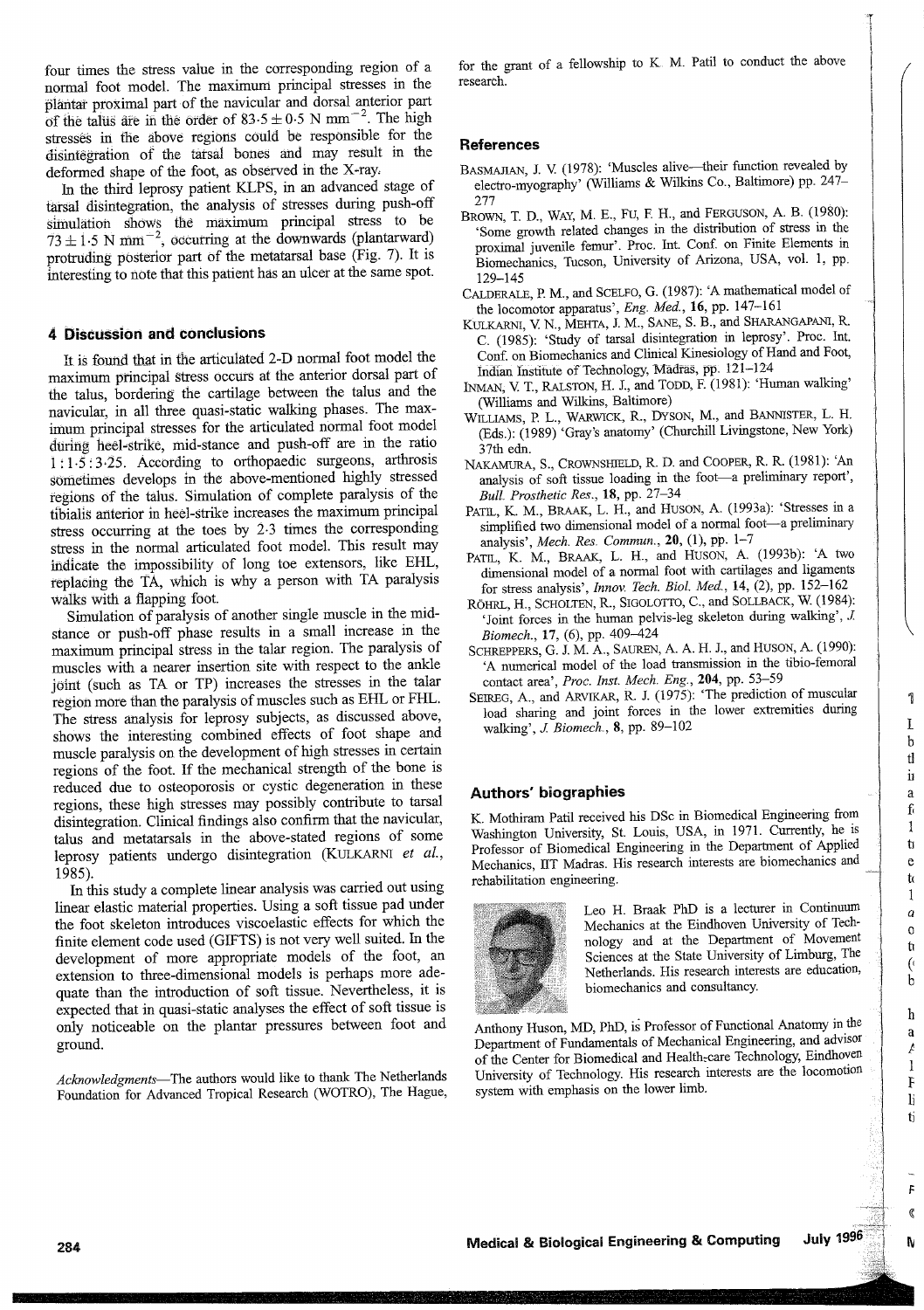four times the stress value in the corresponding region of a normal foot model. The maximum principal stresses in the plantar proximal part of the navicular and dorsal anterior part of the talus are in the order of $83{\cdot}5 \pm 0{\cdot}5$ N mm$^{-2}$. The high stresses in the above regions could be responsible for the disintegration of the tarsal bones and may result in the deformed shape of the foot, as observed in the X-ray.

In the third leprosy patient KLPS, in an advanced stage of tarsal disintegration, the analysis of stresses during push-off simulation shows the maximum principal stress to be $73 \pm 1{\cdot}5$ N mm$^{-2}$, occurring at the downwards (plantarward) protruding posterior part of the metatarsal base (Fig. 7). It is interesting to note that this patient has an ulcer at the same spot.

## 4 Discussion and conclusions

It is found that in the articulated 2-D normal foot model the maximum principal stress occurs at the anterior dorsal part of the talus, bordering the cartilage between the talus and the navicular, in all three quasi-static walking phases. The maximum principal stresses for the articulated normal foot model during heel-strike, mid-stance and push-off are in the ratio $1:1{\cdot}5:3{\cdot}25$. According to orthopaedic surgeons, arthrosis sometimes develops in the above-mentioned highly stressed regions of the talus. Simulation of complete paralysis of the tibialis anterior in heel-strike increases the maximum principal stress occurring at the toes by 2·3 times the corresponding stress in the normal articulated foot model. This result may indicate the impossibility of long toe extensors, like EHL, replacing the TA, which is why a person with TA paralysis walks with a flapping foot.

Simulation of paralysis of another single muscle in the mid-stance or push-off phase results in a small increase in the maximum principal stress in the talar region. The paralysis of muscles with a nearer insertion site with respect to the ankle joint (such as TA or TP) increases the stresses in the talar region more than the paralysis of muscles such as EHL or FHL. The stress analysis for leprosy subjects, as discussed above, shows the interesting combined effects of foot shape and muscle paralysis on the development of high stresses in certain regions of the foot. If the mechanical strength of the bone is reduced due to osteoporosis or cystic degeneration in these regions, these high stresses may possibly contribute to tarsal disintegration. Clinical findings also confirm that the navicular, talus and metatarsals in the above-stated regions of some leprosy patients undergo disintegration (KULKARNI *et al.*, 1985).

In this study a complete linear analysis was carried out using linear elastic material properties. Using a soft tissue pad under the foot skeleton introduces viscoelastic effects for which the finite element code used (GIFTS) is not very well suited. In the development of more appropriate models of the foot, an extension to three-dimensional models is perhaps more adequate than the introduction of soft tissue. Nevertheless, it is expected that in quasi-static analyses the effect of soft tissue is only noticeable on the plantar pressures between foot and ground.

*Acknowledgments*—The authors would like to thank The Netherlands Foundation for Advanced Tropical Research (WOTRO), The Hague, for the grant of a fellowship to K. M. Patil to conduct the above research.

## References

BASMAJIAN, J. V. (1978): 'Muscles alive—their function revealed by electro-myography' (Williams & Wilkins Co., Baltimore) pp. 247–277

BROWN, T. D., WAY, M. E., FU, F. H., and FERGUSON, A. B. (1980): 'Some growth related changes in the distribution of stress in the proximal juvenile femur'. Proc. Int. Conf. on Finite Elements in Biomechanics, Tucson, University of Arizona, USA, vol. 1, pp. 129–145

CALDERALE, P. M., and SCELFO, G. (1987): 'A mathematical model of the locomotor apparatus', *Eng. Med.*, **16**, pp. 147–161

KULKARNI, V. N., MEHTA, J. M., SANE, S. B., and SHARANGAPANI, R. C. (1985): 'Study of tarsal disintegration in leprosy'. Proc. Int. Conf. on Biomechanics and Clinical Kinesiology of Hand and Foot, Indian Institute of Technology, Madras, pp. 121–124

INMAN, V. T., RALSTON, H. J., and TODD, F. (1981): 'Human walking' (Williams and Wilkins, Baltimore)

WILLIAMS, P. L., WARWICK, R., DYSON, M., and BANNISTER, L. H. (Eds.): (1989) 'Gray's anatomy' (Churchill Livingstone, New York) 37th edn.

NAKAMURA, S., CROWNSHIELD, R. D. and COOPER, R. R. (1981): 'An analysis of soft tissue loading in the foot—a preliminary report', *Bull. Prosthetic Res.*, **18**, pp. 27–34

PATIL, K. M., BRAAK, L. H., and HUSON, A. (1993a): 'Stresses in a simplified two dimensional model of a normal foot—a preliminary analysis', *Mech. Res. Commun.*, **20**, (1), pp. 1–7

PATIL, K. M., BRAAK, L. H., and HUSON, A. (1993b): 'A two dimensional model of a normal foot with cartilages and ligaments for stress analysis', *Innov. Tech. Biol. Med.*, **14**, (2), pp. 152–162

RÖHRL, H., SCHOLTEN, R., SIGOLOTTO, C., and SOLLBACK, W. (1984): 'Joint forces in the human pelvis-leg skeleton during walking', *J. Biomech.*, **17**, (6), pp. 409–424

SCHREPPERS, G. J. M. A., SAUREN, A. A. H. J., and HUSON, A. (1990): 'A numerical model of the load transmission in the tibio-femoral contact area', *Proc. Inst. Mech. Eng.*, **204**, pp. 53–59

SEIREG, A., and ARVIKAR, R. J. (1975): 'The prediction of muscular load sharing and joint forces in the lower extremities during walking', *J. Biomech.*, **8**, pp. 89–102

## Authors' biographies

K. Mothiram Patil received his DSc in Biomedical Engineering from Washington University, St. Louis, USA, in 1971. Currently, he is Professor of Biomedical Engineering in the Department of Applied Mechanics, IIT Madras. His research interests are biomechanics and rehabilitation engineering.

Leo H. Braak PhD is a lecturer in Continuum Mechanics at the Eindhoven University of Technology and at the Department of Movement Sciences at the State University of Limburg, The Netherlands. His research interests are education, biomechanics and consultancy.

Anthony Huson, MD, PhD, is Professor of Functional Anatomy in the Department of Fundamentals of Mechanical Engineering, and advisor of the Center for Biomedical and Health-care Technology, Eindhoven University of Technology. His research interests are the locomotion system with emphasis on the lower limb.